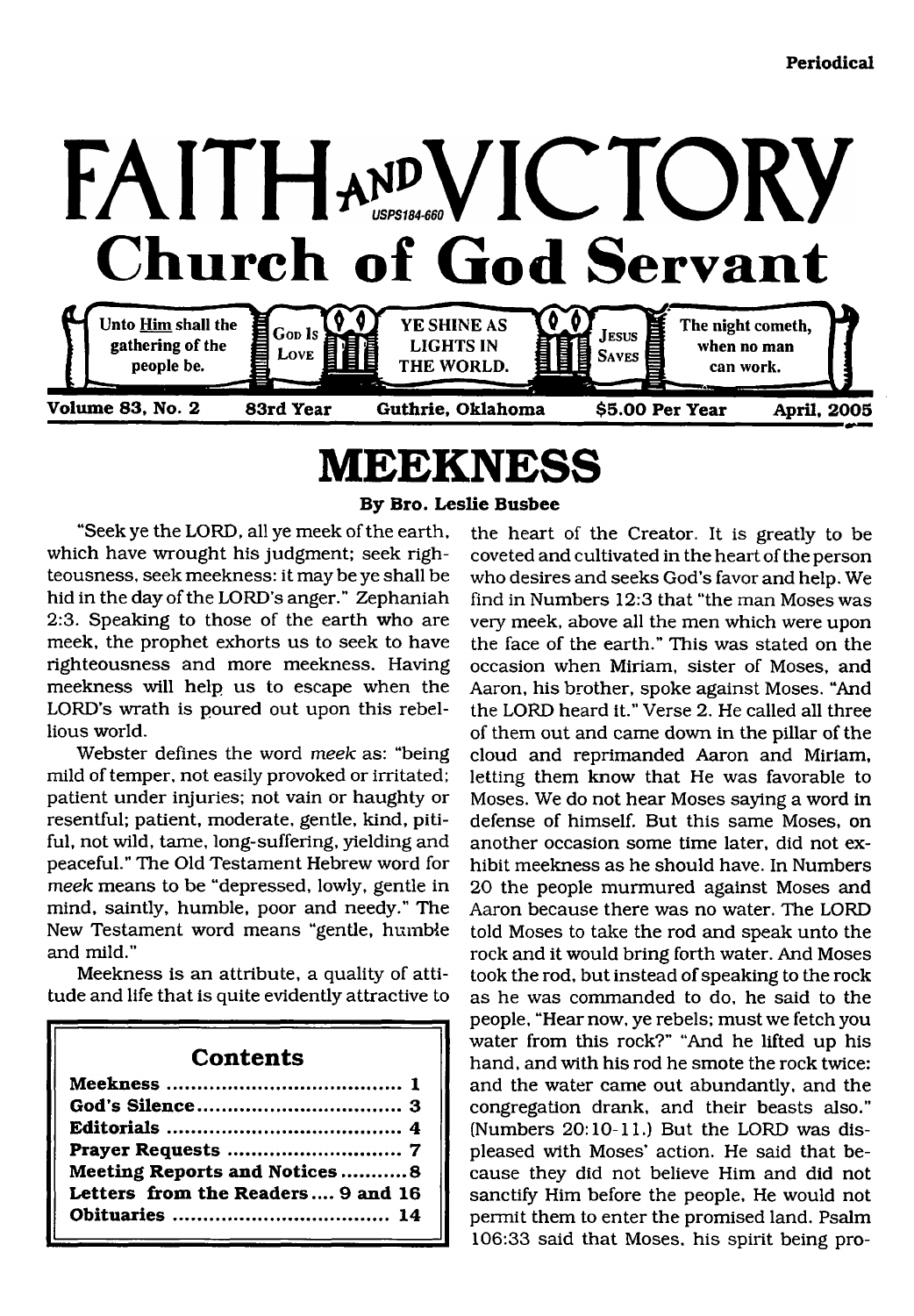Periodical

# FAITH AND VICTORY

USPS184-660

## Church of God Servant

Unto Him shall the gathering of the people be. | God Is Love | YE SHINE AS LIGHTS IN THE WORLD. | Jesus Saves | The night cometh, when no man can work.

Volume 83, No. 2 | 83rd Year | Guthrie, Oklahoma | $5.00 Per Year | April, 2005

# MEEKNESS

**By Bro. Leslie Busbee**

"Seek ye the LORD, all ye meek of the earth, which have wrought his judgment; seek righteousness, seek meekness: it may be ye shall be hid in the day of the LORD's anger." Zephaniah 2:3. Speaking to those of the earth who are meek, the prophet exhorts us to seek to have righteousness and more meekness. Having meekness will help us to escape when the LORD's wrath is poured out upon this rebellious world.

Webster defines the word *meek* as: "being mild of temper, not easily provoked or irritated; patient under injuries; not vain or haughty or resentful; patient, moderate, gentle, kind, pitiful, not wild, tame, long-suffering, yielding and peaceful." The Old Testament Hebrew word for *meek* means to be "depressed, lowly, gentle in mind, saintly, humble, poor and needy." The New Testament word means "gentle, humble and mild."

Meekness is an attribute, a quality of attitude and life that is quite evidently attractive to the heart of the Creator. It is greatly to be coveted and cultivated in the heart of the person who desires and seeks God's favor and help. We find in Numbers 12:3 that "the man Moses was very meek, above all the men which were upon the face of the earth." This was stated on the occasion when Miriam, sister of Moses, and Aaron, his brother, spoke against Moses. "And the LORD heard it." Verse 2. He called all three of them out and came down in the pillar of the cloud and reprimanded Aaron and Miriam, letting them know that He was favorable to Moses. We do not hear Moses saying a word in defense of himself. But this same Moses, on another occasion some time later, did not exhibit meekness as he should have. In Numbers 20 the people murmured against Moses and Aaron because there was no water. The LORD told Moses to take the rod and speak unto the rock and it would bring forth water. And Moses took the rod, but instead of speaking to the rock as he was commanded to do, he said to the people, "Hear now, ye rebels; must we fetch you water from this rock?" "And he lifted up his hand, and with his rod he smote the rock twice: and the water came out abundantly, and the congregation drank, and their beasts also." (Numbers 20:10-11.) But the LORD was displeased with Moses' action. He said that because they did not believe Him and did not sanctify Him before the people, He would not permit them to enter the promised land. Psalm 106:33 said that Moses, his spirit being pro-

## Contents

| | |
|---|---|
| Meekness | 1 |
| God's Silence | 3 |
| Editorials | 4 |
| Prayer Requests | 7 |
| Meeting Reports and Notices | 8 |
| Letters from the Readers | 9 and 16 |
| Obituaries | 14 |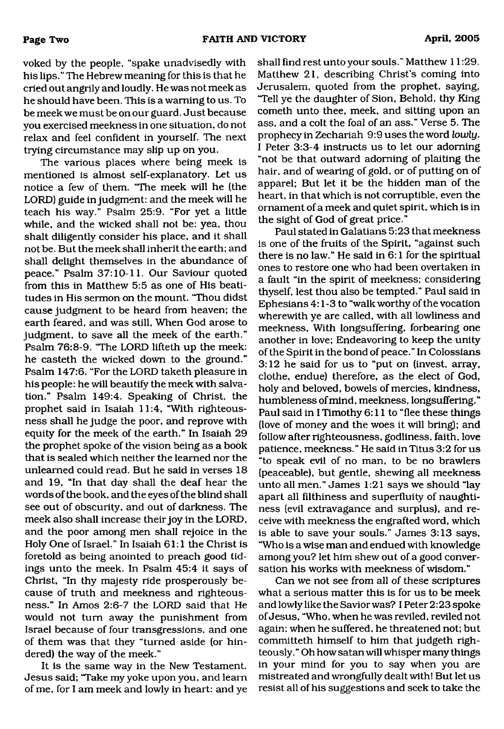voked by the people, "spake unadvisedly with his lips." The Hebrew meaning for this is that he cried out angrily and loudly. He was not meek as he should have been. This is a warning to us. To be meek we must be on our guard. Just because you exercised meekness in one situation, do not relax and feel confident in yourself. The next trying circumstance may slip up on you.

The various places where being meek is mentioned is almost self-explanatory. Let us notice a few of them. "The meek will he (the LORD) guide in judgment: and the meek will he teach his way." Psalm 25:9. "For yet a little while, and the wicked shall not be: yea, thou shalt diligently consider his place, and it shall not be. But the meek shall inherit the earth; and shall delight themselves in the abundance of peace." Psalm 37:10-11. Our Saviour quoted from this in Matthew 5:5 as one of His beatitudes in His sermon on the mount. "Thou didst cause judgment to be heard from heaven; the earth feared, and was still, When God arose to judgment, to save all the meek of the earth." Psalm 76:8-9. "The LORD lifteth up the meek: he casteth the wicked down to the ground." Psalm 147:6. "For the LORD taketh pleasure in his people: he will beautify the meek with salvation." Psalm 149:4. Speaking of Christ, the prophet said in Isaiah 11:4, "With righteousness shall he judge the poor, and reprove with equity for the meek of the earth." In Isaiah 29 the prophet spoke of the vision being as a book that is sealed which neither the learned nor the unlearned could read. But he said in verses 18 and 19, "In that day shall the deaf hear the words of the book, and the eyes of the blind shall see out of obscurity, and out of darkness. The meek also shall increase their joy in the LORD, and the poor among men shall rejoice in the Holy One of Israel." In Isaiah 61:1 the Christ is foretold as being anointed to preach good tidings unto the meek. In Psalm 45:4 it says of Christ, "In thy majesty ride prosperously because of truth and meekness and righteousness." In Amos 2:6-7 the LORD said that He would not turn away the punishment from Israel because of four transgressions, and one of them was that they "turned aside (or hindered) the way of the meek."

It is the same way in the New Testament. Jesus said; "Take my yoke upon you, and learn of me, for I am meek and lowly in heart: and ye shall find rest unto your souls." Matthew 11:29. Matthew 21, describing Christ's coming into Jerusalem, quoted from the prophet, saying, "Tell ye the daughter of Sion, Behold, thy King cometh unto thee, meek, and sitting upon an ass, and a colt the foal of an ass." Verse 5. The prophecy in Zechariah 9:9 uses the word *lowly*. I Peter 3:3-4 instructs us to let our adorning "not be that outward adorning of plaiting the hair, and of wearing of gold, or of putting on of apparel; But let it be the hidden man of the heart, in that which is not corruptible, even the ornament of a meek and quiet spirit, which is in the sight of God of great price."

Paul stated in Galatians 5:23 that meekness is one of the fruits of the Spirit, "against such there is no law." He said in 6:1 for the spiritual ones to restore one who had been overtaken in a fault "in the spirit of meekness; considering thyself, lest thou also be tempted." Paul said in Ephesians 4:1-3 to "walk worthy of the vocation wherewith ye are called, with all lowliness and meekness, With longsuffering, forbearing one another in love; Endeavoring to keep the unity of the Spirit in the bond of peace." In Colossians 3:12 he said for us to "put on (invest, array, clothe, endue) therefore, as the elect of God, holy and beloved, bowels of mercies, kindness, humbleness of mind, meekness, longsuffering." Paul said in I Timothy 6:11 to "flee these things (love of money and the woes it will bring); and follow after righteousness, godliness, faith, love patience, meekness." He said in Titus 3:2 for us "to speak evil of no man, to be no brawlers (peaceable), but gentle, shewing all meekness unto all men." James 1:21 says we should "lay apart all filthiness and superfluity of naughtiness (evil extravagance and surplus), and receive with meekness the engrafted word, which is able to save your souls." James 3:13 says, "Who is a wise man and endued with knowledge among you? let him shew out of a good conversation his works with meekness of wisdom."

Can we not see from all of these scriptures what a serious matter this is for us to be meek and lowly like the Savior was? I Peter 2:23 spoke of Jesus, "Who, when he was reviled, reviled not again; when he suffered, he threatened not; but committeth himself to him that judgeth righteously." Oh how satan will whisper many things in your mind for you to say when you are mistreated and wrongfully dealt with! But let us resist all of his suggestions and seek to take the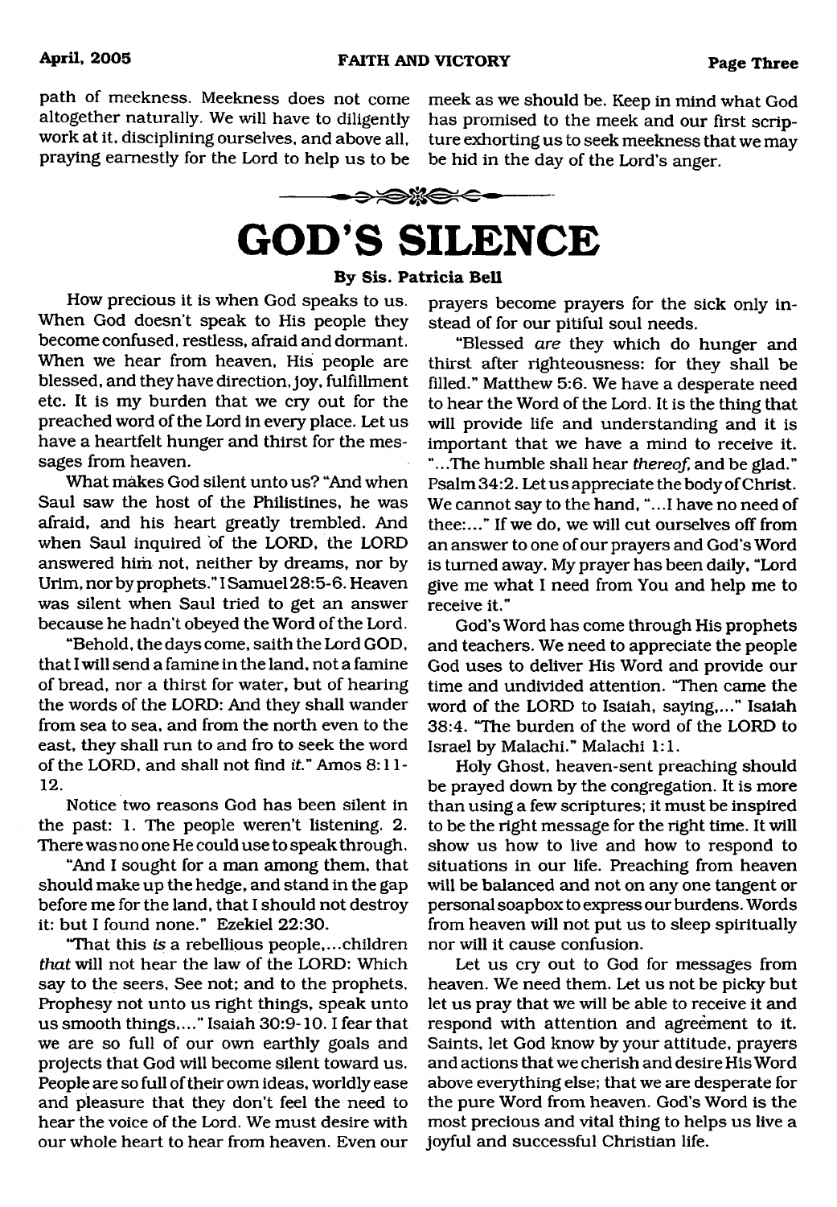path of meekness. Meekness does not come altogether naturally. We will have to diligently work at it, disciplining ourselves, and above all, praying earnestly for the Lord to help us to be meek as we should be. Keep in mind what God has promised to the meek and our first scripture exhorting us to seek meekness that we may be hid in the day of the Lord's anger.

# GOD'S SILENCE

**By Sis. Patricia Bell**

How precious it is when God speaks to us. When God doesn't speak to His people they become confused, restless, afraid and dormant. When we hear from heaven, His people are blessed, and they have direction, joy, fulfillment etc. It is my burden that we cry out for the preached word of the Lord in every place. Let us have a heartfelt hunger and thirst for the messages from heaven.

What makes God silent unto us? "And when Saul saw the host of the Philistines, he was afraid, and his heart greatly trembled. And when Saul inquired of the LORD, the LORD answered him not, neither by dreams, nor by Urim, nor by prophets." I Samuel 28:5-6. Heaven was silent when Saul tried to get an answer because he hadn't obeyed the Word of the Lord.

"Behold, the days come, saith the Lord GOD, that I will send a famine in the land, not a famine of bread, nor a thirst for water, but of hearing the words of the LORD: And they shall wander from sea to sea, and from the north even to the east, they shall run to and fro to seek the word of the LORD, and shall not find *it*." Amos 8:11-12.

Notice two reasons God has been silent in the past: 1. The people weren't listening. 2. There was no one He could use to speak through.

"And I sought for a man among them, that should make up the hedge, and stand in the gap before me for the land, that I should not destroy it: but I found none." Ezekiel 22:30.

"That this *is* a rebellious people,...children *that* will not hear the law of the LORD: Which say to the seers, See not; and to the prophets, Prophesy not unto us right things, speak unto us smooth things,..." Isaiah 30:9-10. I fear that we are so full of our own earthly goals and projects that God will become silent toward us. People are so full of their own ideas, worldly ease and pleasure that they don't feel the need to hear the voice of the Lord. We must desire with our whole heart to hear from heaven. Even our prayers become prayers for the sick only instead of for our pitiful soul needs.

"Blessed *are* they which do hunger and thirst after righteousness: for they shall be filled." Matthew 5:6. We have a desperate need to hear the Word of the Lord. It is the thing that will provide life and understanding and it is important that we have a mind to receive it. "...The humble shall hear *thereof*, and be glad." Psalm 34:2. Let us appreciate the body of Christ. We cannot say to the hand, "...I have no need of thee:..." If we do, we will cut ourselves off from an answer to one of our prayers and God's Word is turned away. My prayer has been daily, "Lord give me what I need from You and help me to receive it."

God's Word has come through His prophets and teachers. We need to appreciate the people God uses to deliver His Word and provide our time and undivided attention. "Then came the word of the LORD to Isaiah, saying,..." Isaiah 38:4. "The burden of the word of the LORD to Israel by Malachi." Malachi 1:1.

Holy Ghost, heaven-sent preaching should be prayed down by the congregation. It is more than using a few scriptures; it must be inspired to be the right message for the right time. It will show us how to live and how to respond to situations in our life. Preaching from heaven will be balanced and not on any one tangent or personal soapbox to express our burdens. Words from heaven will not put us to sleep spiritually nor will it cause confusion.

Let us cry out to God for messages from heaven. We need them. Let us not be picky but let us pray that we will be able to receive it and respond with attention and agreement to it. Saints, let God know by your attitude, prayers and actions that we cherish and desire His Word above everything else; that we are desperate for the pure Word from heaven. God's Word is the most precious and vital thing to helps us live a joyful and successful Christian life.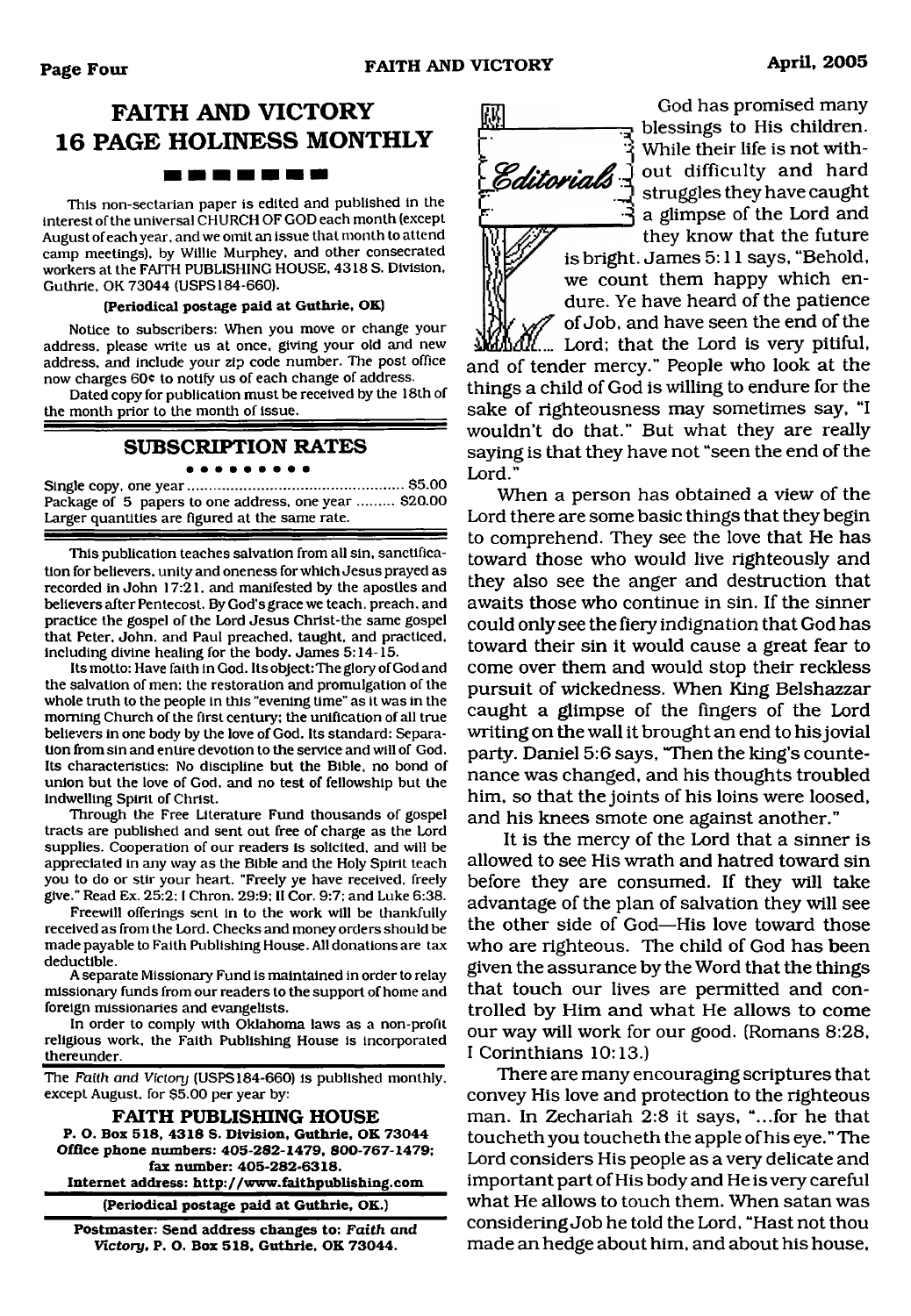## FAITH AND VICTORY 16 PAGE HOLINESS MONTHLY

This non-sectarian paper is edited and published in the interest of the universal CHURCH OF GOD each month (except August of each year, and we omit an issue that month to attend camp meetings), by Willie Murphey, and other consecrated workers at the FAITH PUBLISHING HOUSE, 4318 S. Division, Guthrie, OK 73044 (USPS184-660).

**(Periodical postage paid at Guthrie, OK)**

Notice to subscribers: When you move or change your address, please write us at once, giving your old and new address, and include your zip code number. The post office now charges 60¢ to notify us of each change of address.

Dated copy for publication must be received by the 18th of the month prior to the month of issue.

## SUBSCRIPTION RATES

Single copy, one year .......... $5.00
Package of 5 papers to one address, one year .......... $20.00
Larger quantities are figured at the same rate.

This publication teaches salvation from all sin, sanctification for believers, unity and oneness for which Jesus prayed as recorded in John 17:21, and manifested by the apostles and believers after Pentecost. By God's grace we teach, preach, and practice the gospel of the Lord Jesus Christ-the same gospel that Peter, John, and Paul preached, taught, and practiced, including divine healing for the body. James 5:14-15.

Its motto: Have faith in God. Its object: The glory of God and the salvation of men; the restoration and promulgation of the whole truth to the people in this "evening time" as it was in the morning Church of the first century; the unification of all true believers in one body by the love of God. Its standard: Separation from sin and entire devotion to the service and will of God. Its characteristics: No discipline but the Bible, no bond of union but the love of God, and no test of fellowship but the indwelling Spirit of Christ.

Through the Free Literature Fund thousands of gospel tracts are published and sent out free of charge as the Lord supplies. Cooperation of our readers is solicited, and will be appreciated in any way as the Bible and the Holy Spirit teach you to do or stir your heart. "Freely ye have received, freely give." Read Ex. 25:2; I Chron. 29:9; II Cor. 9:7; and Luke 6:38.

Freewill offerings sent in to the work will be thankfully received as from the Lord. Checks and money orders should be made payable to Faith Publishing House. All donations are tax deductible.

A separate Missionary Fund is maintained in order to relay missionary funds from our readers to the support of home and foreign missionaries and evangelists.

In order to comply with Oklahoma laws as a non-profit religious work, the Faith Publishing House is incorporated thereunder.

The *Faith and Victory* (USPS184-660) is published monthly, except August, for $5.00 per year by:

**FAITH PUBLISHING HOUSE**
**P. O. Box 518, 4318 S. Division, Guthrie, OK 73044**
***Office phone numbers: 405-282-1479, 800-767-1479; fax number: 405-282-6318.***
**Internet address: http://www.faithpublishing.com**

**(Periodical postage paid at Guthrie, OK.)**

**Postmaster: Send address changes to: *Faith and Victory*, P. O. Box 518, Guthrie, OK 73044.**

## Editorials

God has promised many blessings to His children. While their life is not without difficulty and hard struggles they have caught a glimpse of the Lord and they know that the future is bright. James 5:11 says, "Behold, we count them happy which endure. Ye have heard of the patience of Job, and have seen the end of the Lord; that the Lord is very pitiful, and of tender mercy." People who look at the things a child of God is willing to endure for the sake of righteousness may sometimes say, "I wouldn't do that." But what they are really saying is that they have not "seen the end of the Lord."

When a person has obtained a view of the Lord there are some basic things that they begin to comprehend. They see the love that He has toward those who would live righteously and they also see the anger and destruction that awaits those who continue in sin. If the sinner could only see the fiery indignation that God has toward their sin it would cause a great fear to come over them and would stop their reckless pursuit of wickedness. When King Belshazzar caught a glimpse of the fingers of the Lord writing on the wall it brought an end to his jovial party. Daniel 5:6 says, "Then the king's countenance was changed, and his thoughts troubled him, so that the joints of his loins were loosed, and his knees smote one against another."

It is the mercy of the Lord that a sinner is allowed to see His wrath and hatred toward sin before they are consumed. If they will take advantage of the plan of salvation they will see the other side of God—His love toward those who are righteous. The child of God has been given the assurance by the Word that the things that touch our lives are permitted and controlled by Him and what He allows to come our way will work for our good. (Romans 8:28, I Corinthians 10:13.)

There are many encouraging scriptures that convey His love and protection to the righteous man. In Zechariah 2:8 it says, "...for he that toucheth you toucheth the apple of his eye." The Lord considers His people as a very delicate and important part of His body and He is very careful what He allows to touch them. When satan was considering Job he told the Lord, "Hast not thou made an hedge about him, and about his house,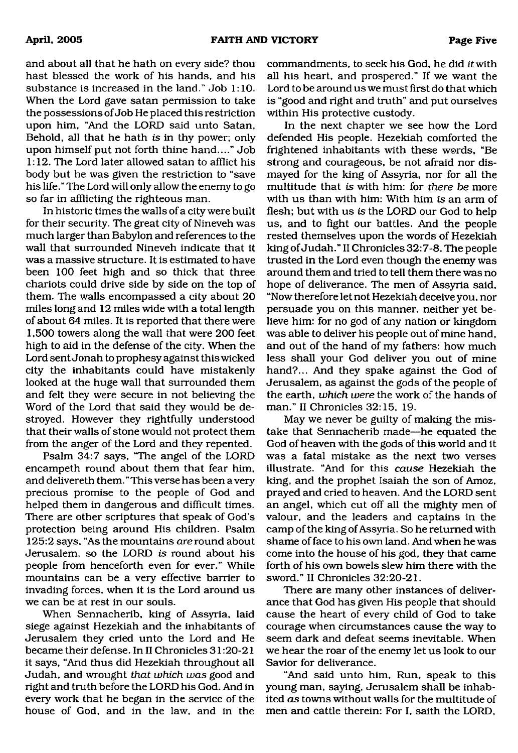and about all that he hath on every side? thou hast blessed the work of his hands, and his substance is increased in the land." Job 1:10. When the Lord gave satan permission to take the possessions of Job He placed this restriction upon him, "And the LORD said unto Satan, Behold, all that he hath *is* in thy power; only upon himself put not forth thine hand...." Job 1:12. The Lord later allowed satan to afflict his body but he was given the restriction to "save his life." The Lord will only allow the enemy to go so far in afflicting the righteous man.

In historic times the walls of a city were built for their security. The great city of Nineveh was much larger than Babylon and references to the wall that surrounded Nineveh indicate that it was a massive structure. It is estimated to have been 100 feet high and so thick that three chariots could drive side by side on the top of them. The walls encompassed a city about 20 miles long and 12 miles wide with a total length of about 64 miles. It is reported that there were 1,500 towers along the wall that were 200 feet high to aid in the defense of the city. When the Lord sent Jonah to prophesy against this wicked city the inhabitants could have mistakenly looked at the huge wall that surrounded them and felt they were secure in not believing the Word of the Lord that said they would be destroyed. However they rightfully understood that their walls of stone would not protect them from the anger of the Lord and they repented.

Psalm 34:7 says, "The angel of the LORD encampeth round about them that fear him, and delivereth them." This verse has been a very precious promise to the people of God and helped them in dangerous and difficult times. There are other scriptures that speak of God's protection being around His children. Psalm 125:2 says, "As the mountains *are* round about Jerusalem, so the LORD *is* round about his people from henceforth even for ever." While mountains can be a very effective barrier to invading forces, when it is the Lord around us we can be at rest in our souls.

When Sennacherib, king of Assyria, laid siege against Hezekiah and the inhabitants of Jerusalem they cried unto the Lord and He became their defense. In II Chronicles 31:20-21 it says, "And thus did Hezekiah throughout all Judah, and wrought *that which was* good and right and truth before the LORD his God. And in every work that he began in the service of the house of God, and in the law, and in the commandments, to seek his God, he did *it* with all his heart, and prospered." If we want the Lord to be around us we must first do that which is "good and right and truth" and put ourselves within His protective custody.

In the next chapter we see how the Lord defended His people. Hezekiah comforted the frightened inhabitants with these words, "Be strong and courageous, be not afraid nor dismayed for the king of Assyria, nor for all the multitude that *is* with him: for *there be* more with us than with him: With him *is* an arm of flesh; but with us *is* the LORD our God to help us, and to fight our battles. And the people rested themselves upon the words of Hezekiah king of Judah." II Chronicles 32:7-8. The people trusted in the Lord even though the enemy was around them and tried to tell them there was no hope of deliverance. The men of Assyria said, "Now therefore let not Hezekiah deceive you, nor persuade you on this manner, neither yet believe him: for no god of any nation or kingdom was able to deliver his people out of mine hand, and out of the hand of my fathers: how much less shall your God deliver you out of mine hand?... And they spake against the God of Jerusalem, as against the gods of the people of the earth, *which were* the work of the hands of man." II Chronicles 32:15, 19.

May we never be guilty of making the mistake that Sennacherib made—he equated the God of heaven with the gods of this world and it was a fatal mistake as the next two verses illustrate. "And for this *cause* Hezekiah the king, and the prophet Isaiah the son of Amoz, prayed and cried to heaven. And the LORD sent an angel, which cut off all the mighty men of valour, and the leaders and captains in the camp of the king of Assyria. So he returned with shame of face to his own land. And when he was come into the house of his god, they that came forth of his own bowels slew him there with the sword." II Chronicles 32:20-21.

There are many other instances of deliverance that God has given His people that should cause the heart of every child of God to take courage when circumstances cause the way to seem dark and defeat seems inevitable. When we hear the roar of the enemy let us look to our Savior for deliverance.

"And said unto him, Run, speak to this young man, saying, Jerusalem shall be inhabited *as* towns without walls for the multitude of men and cattle therein: For I, saith the LORD,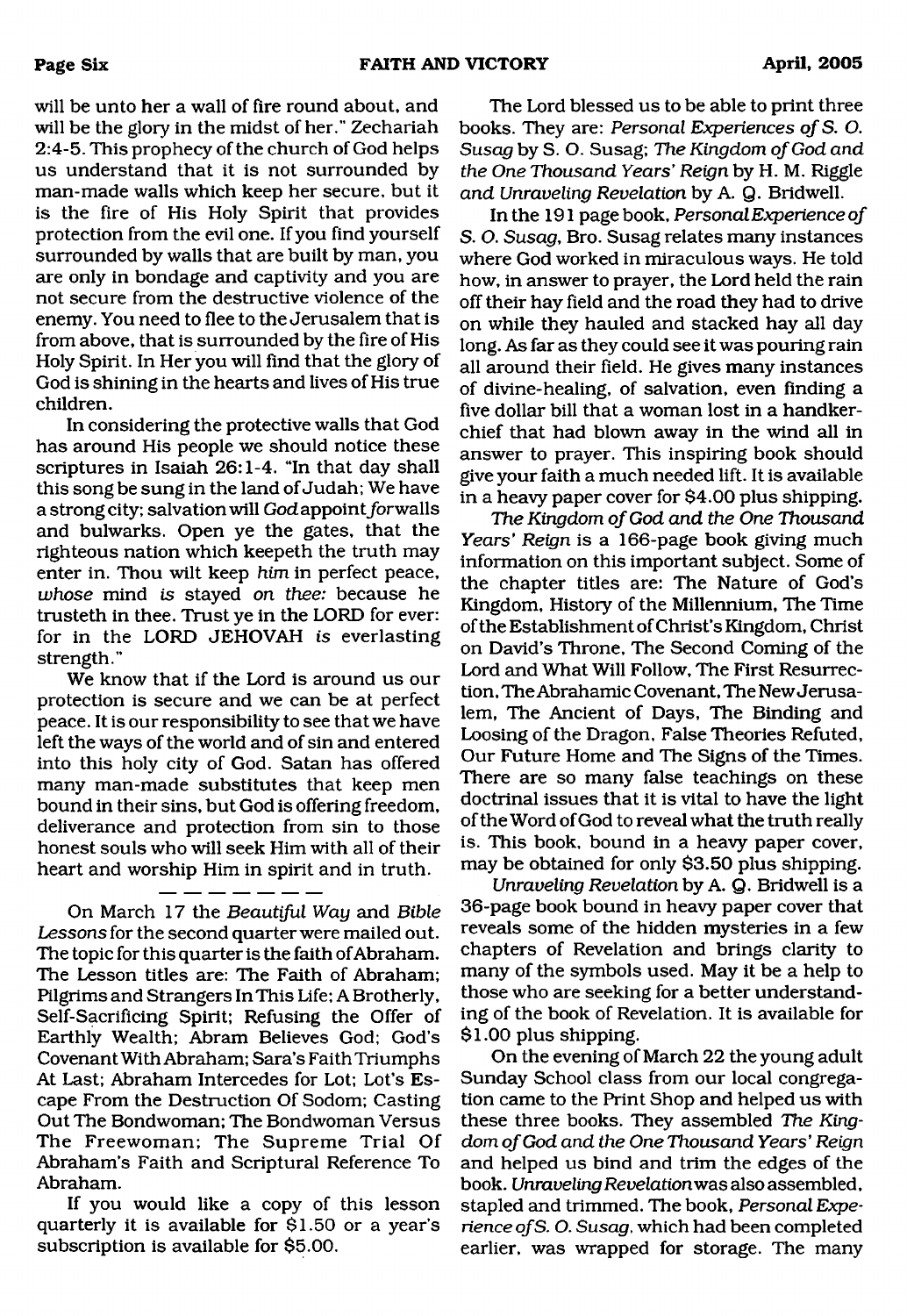will be unto her a wall of fire round about, and will be the glory in the midst of her." Zechariah 2:4-5. This prophecy of the church of God helps us understand that it is not surrounded by man-made walls which keep her secure, but it is the fire of His Holy Spirit that provides protection from the evil one. If you find yourself surrounded by walls that are built by man, you are only in bondage and captivity and you are not secure from the destructive violence of the enemy. You need to flee to the Jerusalem that is from above, that is surrounded by the fire of His Holy Spirit. In Her you will find that the glory of God is shining in the hearts and lives of His true children.

In considering the protective walls that God has around His people we should notice these scriptures in Isaiah 26:1-4. "In that day shall this song be sung in the land of Judah; We have a strong city; salvation will *God* appoint *for* walls and bulwarks. Open ye the gates, that the righteous nation which keepeth the truth may enter in. Thou wilt keep *him* in perfect peace, *whose* mind *is* stayed *on thee:* because he trusteth in thee. Trust ye in the LORD for ever: for in the LORD JEHOVAH *is* everlasting strength."

We know that if the Lord is around us our protection is secure and we can be at perfect peace. It is our responsibility to see that we have left the ways of the world and of sin and entered into this holy city of God. Satan has offered many man-made substitutes that keep men bound in their sins, but God is offering freedom, deliverance and protection from sin to those honest souls who will seek Him with all of their heart and worship Him in spirit and in truth.

— — — — — — — —

On March 17 the *Beautiful Way* and *Bible Lessons* for the second quarter were mailed out. The topic for this quarter is the faith of Abraham. The Lesson titles are: The Faith of Abraham; Pilgrims and Strangers In This Life; A Brotherly, Self-Sacrificing Spirit; Refusing the Offer of Earthly Wealth; Abram Believes God; God's Covenant With Abraham; Sara's Faith Triumphs At Last; Abraham Intercedes for Lot; Lot's Escape From the Destruction Of Sodom; Casting Out The Bondwoman; The Bondwoman Versus The Freewoman; The Supreme Trial Of Abraham's Faith and Scriptural Reference To Abraham.

If you would like a copy of this lesson quarterly it is available for $1.50 or a year's subscription is available for $5.00.

The Lord blessed us to be able to print three books. They are: *Personal Experiences of S. O. Susag* by S. O. Susag; *The Kingdom of God and the One Thousand Years' Reign* by H. M. Riggle and *Unraveling Revelation* by A. Q. Bridwell.

In the 191 page book, *Personal Experience of S. O. Susag*, Bro. Susag relates many instances where God worked in miraculous ways. He told how, in answer to prayer, the Lord held the rain off their hay field and the road they had to drive on while they hauled and stacked hay all day long. As far as they could see it was pouring rain all around their field. He gives many instances of divine-healing, of salvation, even finding a five dollar bill that a woman lost in a handkerchief that had blown away in the wind all in answer to prayer. This inspiring book should give your faith a much needed lift. It is available in a heavy paper cover for $4.00 plus shipping.

*The Kingdom of God and the One Thousand Years' Reign* is a 166-page book giving much information on this important subject. Some of the chapter titles are: The Nature of God's Kingdom, History of the Millennium, The Time of the Establishment of Christ's Kingdom, Christ on David's Throne, The Second Coming of the Lord and What Will Follow, The First Resurrection, The Abrahamic Covenant, The New Jerusalem, The Ancient of Days, The Binding and Loosing of the Dragon, False Theories Refuted, Our Future Home and The Signs of the Times. There are so many false teachings on these doctrinal issues that it is vital to have the light of the Word of God to reveal what the truth really is. This book, bound in a heavy paper cover, may be obtained for only $3.50 plus shipping.

*Unraveling Revelation* by A. Q. Bridwell is a 36-page book bound in heavy paper cover that reveals some of the hidden mysteries in a few chapters of Revelation and brings clarity to many of the symbols used. May it be a help to those who are seeking for a better understanding of the book of Revelation. It is available for $1.00 plus shipping.

On the evening of March 22 the young adult Sunday School class from our local congregation came to the Print Shop and helped us with these three books. They assembled *The Kingdom of God and the One Thousand Years' Reign* and helped us bind and trim the edges of the book. *Unraveling Revelation* was also assembled, stapled and trimmed. The book, *Personal Experience of S. O. Susag*, which had been completed earlier, was wrapped for storage. The many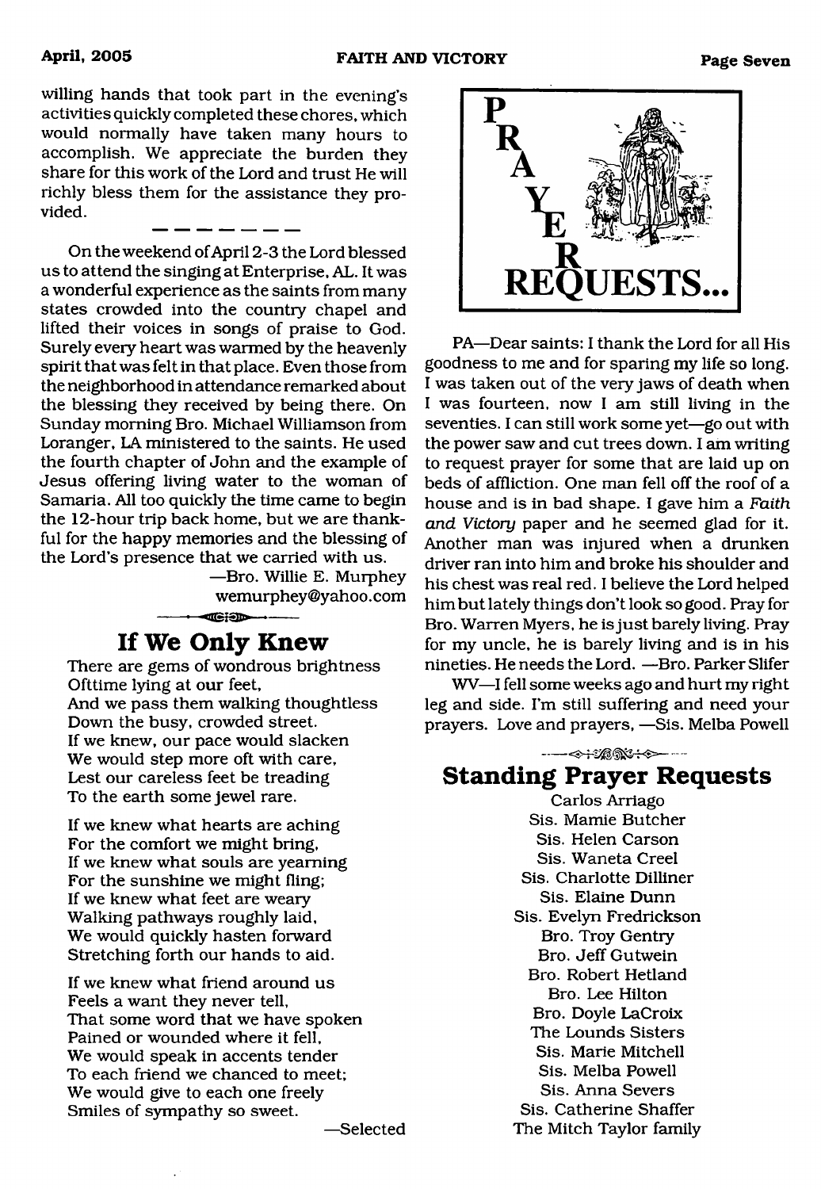willing hands that took part in the evening's activities quickly completed these chores, which would normally have taken many hours to accomplish. We appreciate the burden they share for this work of the Lord and trust He will richly bless them for the assistance they provided.

---

On the weekend of April 2-3 the Lord blessed us to attend the singing at Enterprise, AL. It was a wonderful experience as the saints from many states crowded into the country chapel and lifted their voices in songs of praise to God. Surely every heart was warmed by the heavenly spirit that was felt in that place. Even those from the neighborhood in attendance remarked about the blessing they received by being there. On Sunday morning Bro. Michael Williamson from Loranger, LA ministered to the saints. He used the fourth chapter of John and the example of Jesus offering living water to the woman of Samaria. All too quickly the time came to begin the 12-hour trip back home, but we are thankful for the happy memories and the blessing of the Lord's presence that we carried with us.

—Bro. Willie E. Murphey
wemurphey@yahoo.com

## If We Only Knew

There are gems of wondrous brightness
Ofttime lying at our feet,
And we pass them walking thoughtless
Down the busy, crowded street.
If we knew, our pace would slacken
We would step more oft with care,
Lest our careless feet be treading
To the earth some jewel rare.

If we knew what hearts are aching
For the comfort we might bring,
If we knew what souls are yearning
For the sunshine we might fling;
If we knew what feet are weary
Walking pathways roughly laid,
We would quickly hasten forward
Stretching forth our hands to aid.

If we knew what friend around us
Feels a want they never tell,
That some word that we have spoken
Pained or wounded where it fell,
We would speak in accents tender
To each friend we chanced to meet;
We would give to each one freely
Smiles of sympathy so sweet.

—Selected

## PRAYER REQUESTS...

PA—Dear saints: I thank the Lord for all His goodness to me and for sparing my life so long. I was taken out of the very jaws of death when I was fourteen, now I am still living in the seventies. I can still work some yet—go out with the power saw and cut trees down. I am writing to request prayer for some that are laid up on beds of affliction. One man fell off the roof of a house and is in bad shape. I gave him a *Faith and Victory* paper and he seemed glad for it. Another man was injured when a drunken driver ran into him and broke his shoulder and his chest was real red. I believe the Lord helped him but lately things don't look so good. Pray for Bro. Warren Myers, he is just barely living. Pray for my uncle, he is barely living and is in his nineties. He needs the Lord. —Bro. Parker Slifer

WV—I fell some weeks ago and hurt my right leg and side. I'm still suffering and need your prayers. Love and prayers, —Sis. Melba Powell

## Standing Prayer Requests

Carlos Arriago
Sis. Mamie Butcher
Sis. Helen Carson
Sis. Waneta Creel
Sis. Charlotte Dilliner
Sis. Elaine Dunn
Sis. Evelyn Fredrickson
Bro. Troy Gentry
Bro. Jeff Gutwein
Bro. Robert Hetland
Bro. Lee Hilton
Bro. Doyle LaCroix
The Lounds Sisters
Sis. Marie Mitchell
Sis. Melba Powell
Sis. Anna Severs
Sis. Catherine Shaffer
The Mitch Taylor family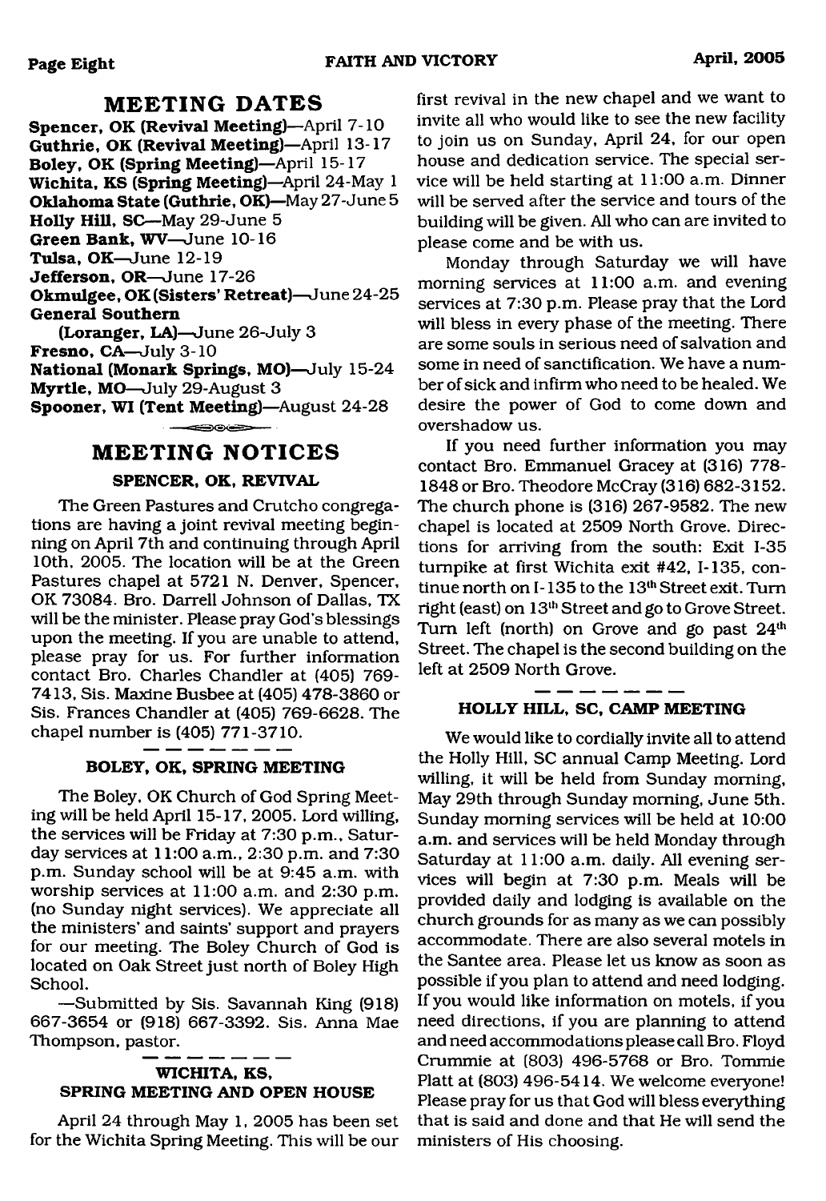## MEETING DATES

**Spencer, OK (Revival Meeting)**—April 7-10
**Guthrie, OK (Revival Meeting)**—April 13-17
**Boley, OK (Spring Meeting)**—April 15-17
**Wichita, KS (Spring Meeting)**—April 24-May 1
**Oklahoma State (Guthrie, OK)**—May 27-June 5
**Holly Hill, SC**—May 29-June 5
**Green Bank, WV**—June 10-16
**Tulsa, OK**—June 12-19
**Jefferson, OR**—June 17-26
**Okmulgee, OK (Sisters' Retreat)**—June 24-25
**General Southern (Loranger, LA)**—June 26-July 3
**Fresno, CA**—July 3-10
**National (Monark Springs, MO)**—July 15-24
**Myrtle, MO**—July 29-August 3
**Spooner, WI (Tent Meeting)**—August 24-28

## MEETING NOTICES

### SPENCER, OK, REVIVAL

The Green Pastures and Crutcho congregations are having a joint revival meeting beginning on April 7th and continuing through April 10th, 2005. The location will be at the Green Pastures chapel at 5721 N. Denver, Spencer, OK 73084. Bro. Darrell Johnson of Dallas, TX will be the minister. Please pray God's blessings upon the meeting. If you are unable to attend, please pray for us. For further information contact Bro. Charles Chandler at (405) 769-7413, Sis. Maxine Busbee at (405) 478-3860 or Sis. Frances Chandler at (405) 769-6628. The chapel number is (405) 771-3710.

### BOLEY, OK, SPRING MEETING

The Boley, OK Church of God Spring Meeting will be held April 15-17, 2005. Lord willing, the services will be Friday at 7:30 p.m., Saturday services at 11:00 a.m., 2:30 p.m. and 7:30 p.m. Sunday school will be at 9:45 a.m. with worship services at 11:00 a.m. and 2:30 p.m. (no Sunday night services). We appreciate all the ministers' and saints' support and prayers for our meeting. The Boley Church of God is located on Oak Street just north of Boley High School.

—Submitted by Sis. Savannah King (918) 667-3654 or (918) 667-3392. Sis. Anna Mae Thompson, pastor.

### WICHITA, KS, SPRING MEETING AND OPEN HOUSE

April 24 through May 1, 2005 has been set for the Wichita Spring Meeting. This will be our first revival in the new chapel and we want to invite all who would like to see the new facility to join us on Sunday, April 24, for our open house and dedication service. The special service will be held starting at 11:00 a.m. Dinner will be served after the service and tours of the building will be given. All who can are invited to please come and be with us.

Monday through Saturday we will have morning services at 11:00 a.m. and evening services at 7:30 p.m. Please pray that the Lord will bless in every phase of the meeting. There are some souls in serious need of salvation and some in need of sanctification. We have a number of sick and infirm who need to be healed. We desire the power of God to come down and overshadow us.

If you need further information you may contact Bro. Emmanuel Gracey at (316) 778-1848 or Bro. Theodore McCray (316) 682-3152. The church phone is (316) 267-9582. The new chapel is located at 2509 North Grove. Directions for arriving from the south: Exit I-35 turnpike at first Wichita exit #42, I-135, continue north on I-135 to the 13th Street exit. Turn right (east) on 13th Street and go to Grove Street. Turn left (north) on Grove and go past 24th Street. The chapel is the second building on the left at 2509 North Grove.

### HOLLY HILL, SC, CAMP MEETING

We would like to cordially invite all to attend the Holly Hill, SC annual Camp Meeting. Lord willing, it will be held from Sunday morning, May 29th through Sunday morning, June 5th. Sunday morning services will be held at 10:00 a.m. and services will be held Monday through Saturday at 11:00 a.m. daily. All evening services will begin at 7:30 p.m. Meals will be provided daily and lodging is available on the church grounds for as many as we can possibly accommodate. There are also several motels in the Santee area. Please let us know as soon as possible if you plan to attend and need lodging. If you would like information on motels, if you need directions, if you are planning to attend and need accommodations please call Bro. Floyd Crummie at (803) 496-5768 or Bro. Tommie Platt at (803) 496-5414. We welcome everyone! Please pray for us that God will bless everything that is said and done and that He will send the ministers of His choosing.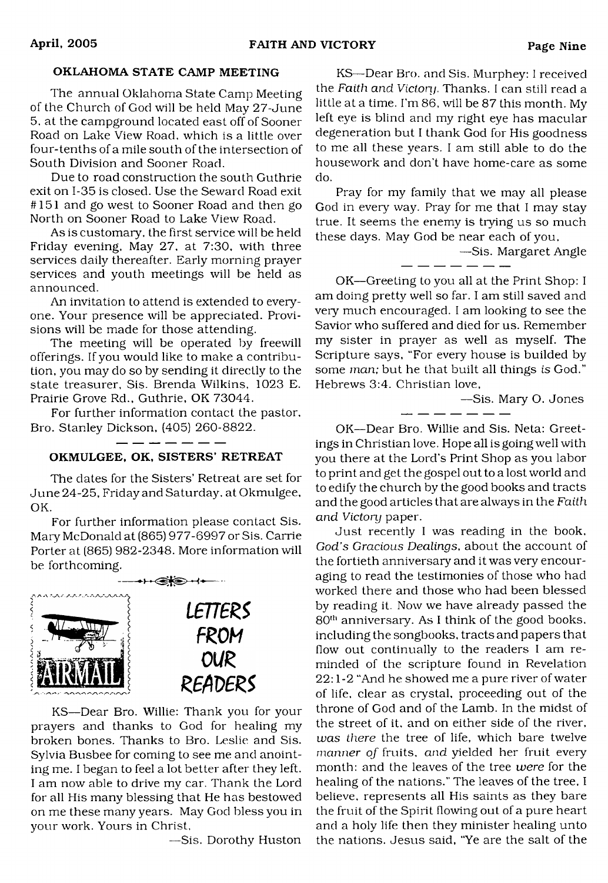### OKLAHOMA STATE CAMP MEETING

The annual Oklahoma State Camp Meeting of the Church of God will be held May 27-June 5, at the campground located east off of Sooner Road on Lake View Road, which is a little over four-tenths of a mile south of the intersection of South Division and Sooner Road.

Due to road construction the south Guthrie exit on I-35 is closed. Use the Seward Road exit #151 and go west to Sooner Road and then go North on Sooner Road to Lake View Road.

As is customary, the first service will be held Friday evening, May 27, at 7:30, with three services daily thereafter. Early morning prayer services and youth meetings will be held as announced.

An invitation to attend is extended to everyone. Your presence will be appreciated. Provisions will be made for those attending.

The meeting will be operated by freewill offerings. If you would like to make a contribution, you may do so by sending it directly to the state treasurer, Sis. Brenda Wilkins, 1023 E. Prairie Grove Rd., Guthrie, OK 73044.

For further information contact the pastor, Bro. Stanley Dickson, (405) 260-8822.

— — — — — — —

### OKMULGEE, OK, SISTERS' RETREAT

The dates for the Sisters' Retreat are set for June 24-25, Friday and Saturday, at Okmulgee, OK.

For further information please contact Sis. Mary McDonald at (865) 977-6997 or Sis. Carrie Porter at (865) 982-2348. More information will be forthcoming.

## LETTERS FROM OUR READERS

KS—Dear Bro. Willie: Thank you for your prayers and thanks to God for healing my broken bones. Thanks to Bro. Leslie and Sis. Sylvia Busbee for coming to see me and anointing me. I began to feel a lot better after they left. I am now able to drive my car. Thank the Lord for all His many blessing that He has bestowed on me these many years. May God bless you in your work. Yours in Christ,

—Sis. Dorothy Huston

KS—Dear Bro. and Sis. Murphey: I received the *Faith and Victory*. Thanks. I can still read a little at a time. I'm 86, will be 87 this month. My left eye is blind and my right eye has macular degeneration but I thank God for His goodness to me all these years. I am still able to do the housework and don't have home-care as some do.

Pray for my family that we may all please God in every way. Pray for me that I may stay true. It seems the enemy is trying us so much these days. May God be near each of you,

—Sis. Margaret Angle

— — — — — — —

OK—Greeting to you all at the Print Shop: I am doing pretty well so far. I am still saved and very much encouraged. I am looking to see the Savior who suffered and died for us. Remember my sister in prayer as well as myself. The Scripture says, "For every house is builded by some *man;* but he that built all things *is* God." Hebrews 3:4. Christian love,

—Sis. Mary O. Jones

— — — — — — —

OK—Dear Bro. Willie and Sis. Neta: Greetings in Christian love. Hope all is going well with you there at the Lord's Print Shop as you labor to print and get the gospel out to a lost world and to edify the church by the good books and tracts and the good articles that are always in the *Faith and Victory* paper.

Just recently I was reading in the book, *God's Gracious Dealings*, about the account of the fortieth anniversary and it was very encouraging to read the testimonies of those who had worked there and those who had been blessed by reading it. Now we have already passed the 80th anniversary. As I think of the good books, including the songbooks, tracts and papers that flow out continually to the readers I am reminded of the scripture found in Revelation 22:1-2 "And he showed me a pure river of water of life, clear as crystal, proceeding out of the throne of God and of the Lamb. In the midst of the street of it, and on either side of the river, *was there* the tree of life, which bare twelve *manner of* fruits, *and* yielded her fruit every month: and the leaves of the tree *were* for the healing of the nations." The leaves of the tree, I believe, represents all His saints as they bare the fruit of the Spirit flowing out of a pure heart and a holy life then they minister healing unto the nations. Jesus said, "Ye are the salt of the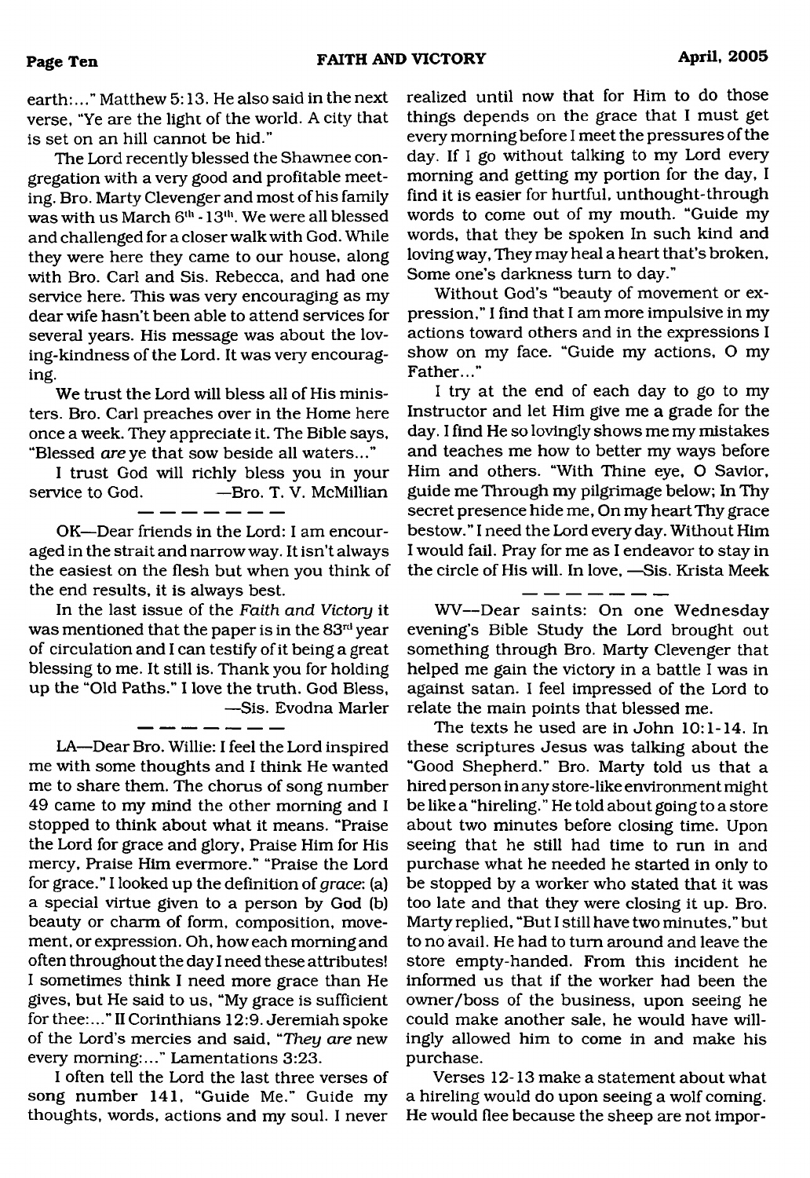earth:..." Matthew 5:13. He also said in the next verse, "Ye are the light of the world. A city that is set on an hill cannot be hid."

The Lord recently blessed the Shawnee congregation with a very good and profitable meeting. Bro. Marty Clevenger and most of his family was with us March 6th - 13th. We were all blessed and challenged for a closer walk with God. While they were here they came to our house, along with Bro. Carl and Sis. Rebecca, and had one service here. This was very encouraging as my dear wife hasn't been able to attend services for several years. His message was about the loving-kindness of the Lord. It was very encouraging.

We trust the Lord will bless all of His ministers. Bro. Carl preaches over in the Home here once a week. They appreciate it. The Bible says, "Blessed *are* ye that sow beside all waters..."

I trust God will richly bless you in your service to God. —Bro. T. V. McMillian

---

OK—Dear friends in the Lord: I am encouraged in the strait and narrow way. It isn't always the easiest on the flesh but when you think of the end results, it is always best.

In the last issue of the *Faith and Victory* it was mentioned that the paper is in the 83rd year of circulation and I can testify of it being a great blessing to me. It still is. Thank you for holding up the "Old Paths." I love the truth. God Bless, —Sis. Evodna Marler

---

LA—Dear Bro. Willie: I feel the Lord inspired me with some thoughts and I think He wanted me to share them. The chorus of song number 49 came to my mind the other morning and I stopped to think about what it means. "Praise the Lord for grace and glory, Praise Him for His mercy, Praise Him evermore." "Praise the Lord for grace." I looked up the definition of *grace*: (a) a special virtue given to a person by God (b) beauty or charm of form, composition, movement, or expression. Oh, how each morning and often throughout the day I need these attributes! I sometimes think I need more grace than He gives, but He said to us, "My grace is sufficient for thee:..." II Corinthians 12:9. Jeremiah spoke of the Lord's mercies and said, "*They are* new every morning:..." Lamentations 3:23.

I often tell the Lord the last three verses of song number 141, "Guide Me." Guide my thoughts, words, actions and my soul. I never realized until now that for Him to do those things depends on the grace that I must get every morning before I meet the pressures of the day. If I go without talking to my Lord every morning and getting my portion for the day, I find it is easier for hurtful, unthought-through words to come out of my mouth. "Guide my words, that they be spoken In such kind and loving way, They may heal a heart that's broken, Some one's darkness turn to day."

Without God's "beauty of movement or expression," I find that I am more impulsive in my actions toward others and in the expressions I show on my face. "Guide my actions, O my Father..."

I try at the end of each day to go to my Instructor and let Him give me a grade for the day. I find He so lovingly shows me my mistakes and teaches me how to better my ways before Him and others. "With Thine eye, O Savior, guide me Through my pilgrimage below; In Thy secret presence hide me, On my heart Thy grace bestow." I need the Lord every day. Without Him I would fail. Pray for me as I endeavor to stay in the circle of His will. In love, —Sis. Krista Meek

---

WV—Dear saints: On one Wednesday evening's Bible Study the Lord brought out something through Bro. Marty Clevenger that helped me gain the victory in a battle I was in against satan. I feel impressed of the Lord to relate the main points that blessed me.

The texts he used are in John 10:1-14. In these scriptures Jesus was talking about the "Good Shepherd." Bro. Marty told us that a hired person in any store-like environment might be like a "hireling." He told about going to a store about two minutes before closing time. Upon seeing that he still had time to run in and purchase what he needed he started in only to be stopped by a worker who stated that it was too late and that they were closing it up. Bro. Marty replied, "But I still have two minutes," but to no avail. He had to turn around and leave the store empty-handed. From this incident he informed us that if the worker had been the owner/boss of the business, upon seeing he could make another sale, he would have willingly allowed him to come in and make his purchase.

Verses 12-13 make a statement about what a hireling would do upon seeing a wolf coming. He would flee because the sheep are not impor-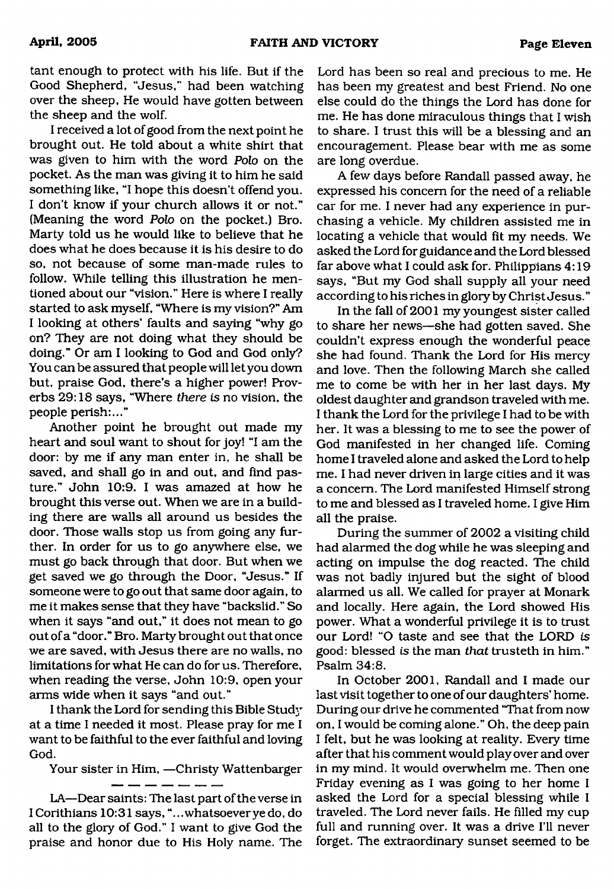tant enough to protect with his life. But if the Good Shepherd, "Jesus," had been watching over the sheep, He would have gotten between the sheep and the wolf.

I received a lot of good from the next point he brought out. He told about a white shirt that was given to him with the word *Polo* on the pocket. As the man was giving it to him he said something like, "I hope this doesn't offend you. I don't know if your church allows it or not." (Meaning the word *Polo* on the pocket.) Bro. Marty told us he would like to believe that he does what he does because it is his desire to do so, not because of some man-made rules to follow. While telling this illustration he mentioned about our "vision." Here is where I really started to ask myself, "Where is my vision?" Am I looking at others' faults and saying "why go on? They are not doing what they should be doing." Or am I looking to God and God only? You can be assured that people will let you down but, praise God, there's a higher power! Proverbs 29:18 says, "Where *there is* no vision, the people perish:..."

Another point he brought out made my heart and soul want to shout for joy! "I am the door: by me if any man enter in, he shall be saved, and shall go in and out, and find pasture." John 10:9. I was amazed at how he brought this verse out. When we are in a building there are walls all around us besides the door. Those walls stop us from going any further. In order for us to go anywhere else, we must go back through that door. But when we get saved we go through the Door, "Jesus." If someone were to go out that same door again, to me it makes sense that they have "backslid." So when it says "and out," it does not mean to go out of a "door." Bro. Marty brought out that once we are saved, with Jesus there are no walls, no limitations for what He can do for us. Therefore, when reading the verse, John 10:9, open your arms wide when it says "and out."

I thank the Lord for sending this Bible Study at a time I needed it most. Please pray for me I want to be faithful to the ever faithful and loving God.

Your sister in Him, —Christy Wattenbarger

— — — — — — —

LA—Dear saints: The last part of the verse in I Corithians 10:31 says, "...whatsoever ye do, do all to the glory of God." I want to give God the praise and honor due to His Holy name. The Lord has been so real and precious to me. He has been my greatest and best Friend. No one else could do the things the Lord has done for me. He has done miraculous things that I wish to share. I trust this will be a blessing and an encouragement. Please bear with me as some are long overdue.

A few days before Randall passed away, he expressed his concern for the need of a reliable car for me. I never had any experience in purchasing a vehicle. My children assisted me in locating a vehicle that would fit my needs. We asked the Lord for guidance and the Lord blessed far above what I could ask for. Philippians 4:19 says, "But my God shall supply all your need according to his riches in glory by Christ Jesus."

In the fall of 2001 my youngest sister called to share her news—she had gotten saved. She couldn't express enough the wonderful peace she had found. Thank the Lord for His mercy and love. Then the following March she called me to come be with her in her last days. My oldest daughter and grandson traveled with me. I thank the Lord for the privilege I had to be with her. It was a blessing to me to see the power of God manifested in her changed life. Coming home I traveled alone and asked the Lord to help me. I had never driven in large cities and it was a concern. The Lord manifested Himself strong to me and blessed as I traveled home. I give Him all the praise.

During the summer of 2002 a visiting child had alarmed the dog while he was sleeping and acting on impulse the dog reacted. The child was not badly injured but the sight of blood alarmed us all. We called for prayer at Monark and locally. Here again, the Lord showed His power. What a wonderful privilege it is to trust our Lord! "O taste and see that the LORD *is* good: blessed *is* the man *that* trusteth in him." Psalm 34:8.

In October 2001, Randall and I made our last visit together to one of our daughters' home. During our drive he commented "That from now on, I would be coming alone." Oh, the deep pain I felt, but he was looking at reality. Every time after that his comment would play over and over in my mind. It would overwhelm me. Then one Friday evening as I was going to her home I asked the Lord for a special blessing while I traveled. The Lord never fails. He filled my cup full and running over. It was a drive I'll never forget. The extraordinary sunset seemed to be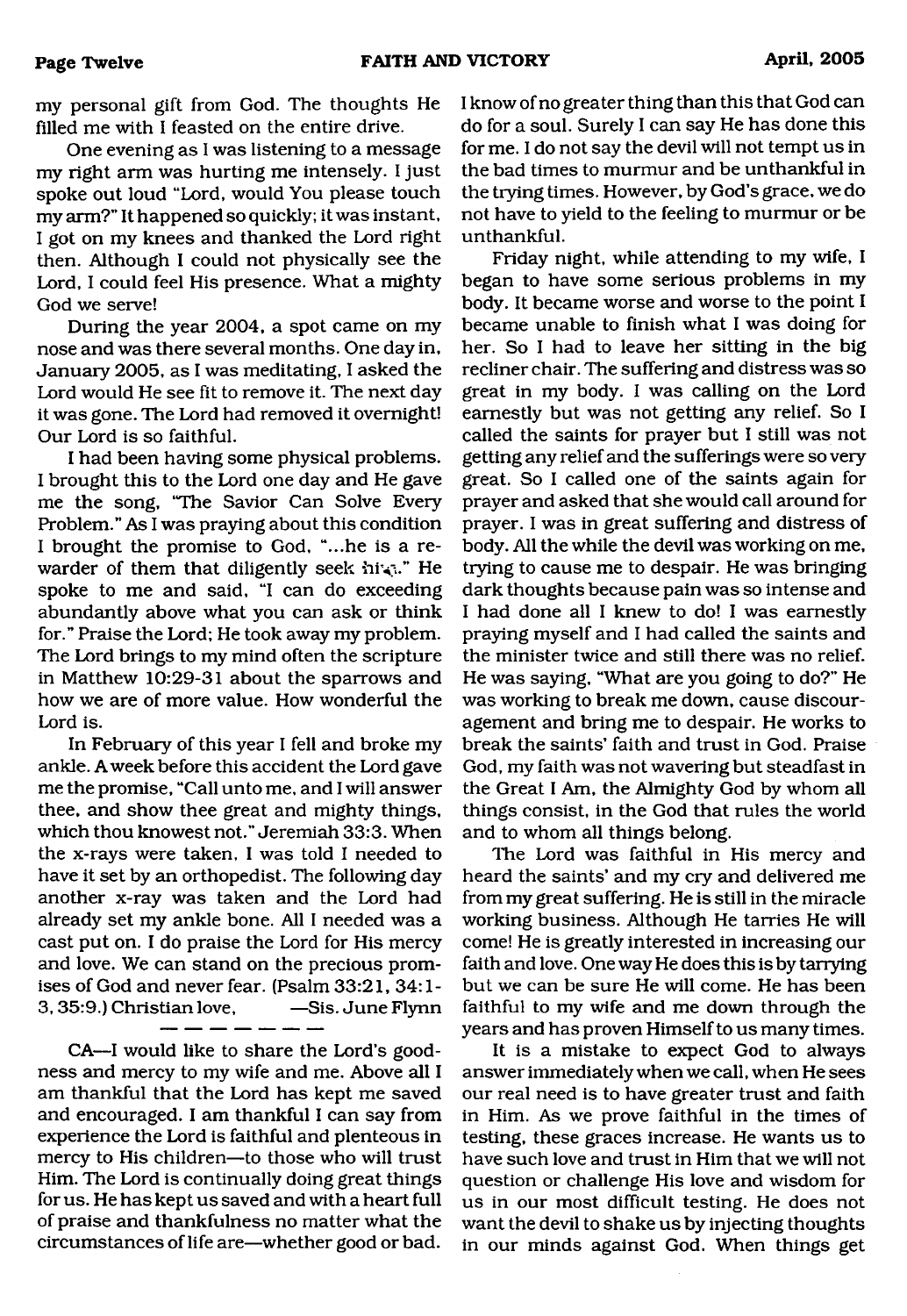my personal gift from God. The thoughts He filled me with I feasted on the entire drive.

One evening as I was listening to a message my right arm was hurting me intensely. I just spoke out loud "Lord, would You please touch my arm?" It happened so quickly; it was instant, I got on my knees and thanked the Lord right then. Although I could not physically see the Lord, I could feel His presence. What a mighty God we serve!

During the year 2004, a spot came on my nose and was there several months. One day in, January 2005, as I was meditating, I asked the Lord would He see fit to remove it. The next day it was gone. The Lord had removed it overnight! Our Lord is so faithful.

I had been having some physical problems. I brought this to the Lord one day and He gave me the song, "The Savior Can Solve Every Problem." As I was praying about this condition I brought the promise to God, "...he is a rewarder of them that diligently seek him." He spoke to me and said, "I can do exceeding abundantly above what you can ask or think for." Praise the Lord; He took away my problem. The Lord brings to my mind often the scripture in Matthew 10:29-31 about the sparrows and how we are of more value. How wonderful the Lord is.

In February of this year I fell and broke my ankle. A week before this accident the Lord gave me the promise, "Call unto me, and I will answer thee, and show thee great and mighty things, which thou knowest not." Jeremiah 33:3. When the x-rays were taken, I was told I needed to have it set by an orthopedist. The following day another x-ray was taken and the Lord had already set my ankle bone. All I needed was a cast put on. I do praise the Lord for His mercy and love. We can stand on the precious promises of God and never fear. (Psalm 33:21, 34:1-3, 35:9.) Christian love, —Sis. June Flynn

---

CA—I would like to share the Lord's goodness and mercy to my wife and me. Above all I am thankful that the Lord has kept me saved and encouraged. I am thankful I can say from experience the Lord is faithful and plenteous in mercy to His children—to those who will trust Him. The Lord is continually doing great things for us. He has kept us saved and with a heart full of praise and thankfulness no matter what the circumstances of life are—whether good or bad. I know of no greater thing than this that God can do for a soul. Surely I can say He has done this for me. I do not say the devil will not tempt us in the bad times to murmur and be unthankful in the trying times. However, by God's grace, we do not have to yield to the feeling to murmur or be unthankful.

Friday night, while attending to my wife, I began to have some serious problems in my body. It became worse and worse to the point I became unable to finish what I was doing for her. So I had to leave her sitting in the big recliner chair. The suffering and distress was so great in my body. I was calling on the Lord earnestly but was not getting any relief. So I called the saints for prayer but I still was not getting any relief and the sufferings were so very great. So I called one of the saints again for prayer and asked that she would call around for prayer. I was in great suffering and distress of body. All the while the devil was working on me, trying to cause me to despair. He was bringing dark thoughts because pain was so intense and I had done all I knew to do! I was earnestly praying myself and I had called the saints and the minister twice and still there was no relief. He was saying, "What are you going to do?" He was working to break me down, cause discouragement and bring me to despair. He works to break the saints' faith and trust in God. Praise God, my faith was not wavering but steadfast in the Great I Am, the Almighty God by whom all things consist, in the God that rules the world and to whom all things belong.

The Lord was faithful in His mercy and heard the saints' and my cry and delivered me from my great suffering. He is still in the miracle working business. Although He tarries He will come! He is greatly interested in increasing our faith and love. One way He does this is by tarrying but we can be sure He will come. He has been faithful to my wife and me down through the years and has proven Himself to us many times.

It is a mistake to expect God to always answer immediately when we call, when He sees our real need is to have greater trust and faith in Him. As we prove faithful in the times of testing, these graces increase. He wants us to have such love and trust in Him that we will not question or challenge His love and wisdom for us in our most difficult testing. He does not want the devil to shake us by injecting thoughts in our minds against God. When things get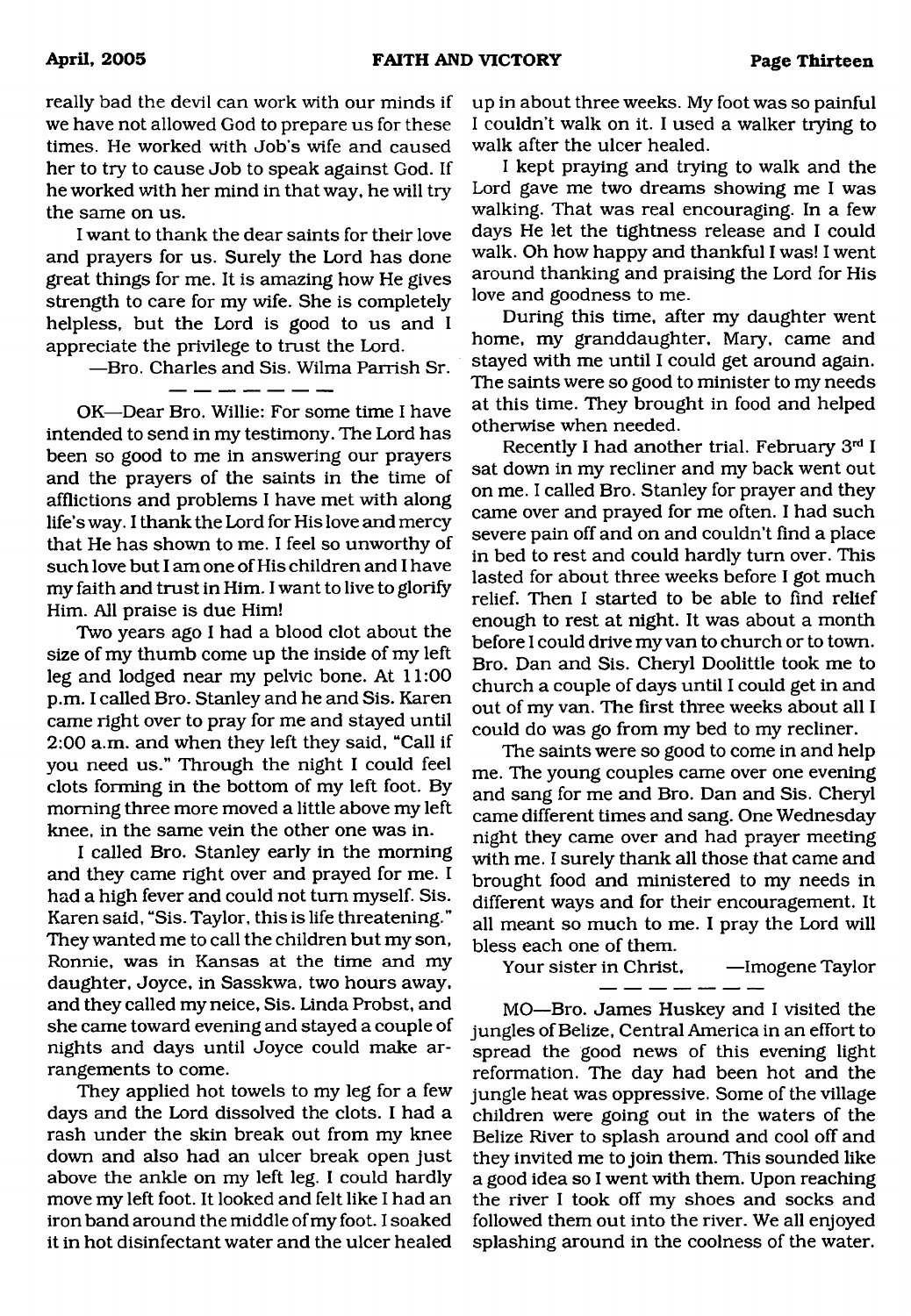really bad the devil can work with our minds if we have not allowed God to prepare us for these times. He worked with Job's wife and caused her to try to cause Job to speak against God. If he worked with her mind in that way, he will try the same on us.

I want to thank the dear saints for their love and prayers for us. Surely the Lord has done great things for me. It is amazing how He gives strength to care for my wife. She is completely helpless, but the Lord is good to us and I appreciate the privilege to trust the Lord.

—Bro. Charles and Sis. Wilma Parrish Sr.

———————

OK—Dear Bro. Willie: For some time I have intended to send in my testimony. The Lord has been so good to me in answering our prayers and the prayers of the saints in the time of afflictions and problems I have met with along life's way. I thank the Lord for His love and mercy that He has shown to me. I feel so unworthy of such love but I am one of His children and I have my faith and trust in Him. I want to live to glorify Him. All praise is due Him!

Two years ago I had a blood clot about the size of my thumb come up the inside of my left leg and lodged near my pelvic bone. At 11:00 p.m. I called Bro. Stanley and he and Sis. Karen came right over to pray for me and stayed until 2:00 a.m. and when they left they said, "Call if you need us." Through the night I could feel clots forming in the bottom of my left foot. By morning three more moved a little above my left knee, in the same vein the other one was in.

I called Bro. Stanley early in the morning and they came right over and prayed for me. I had a high fever and could not turn myself. Sis. Karen said, "Sis. Taylor, this is life threatening." They wanted me to call the children but my son, Ronnie, was in Kansas at the time and my daughter, Joyce, in Sasskwa, two hours away, and they called my neice, Sis. Linda Probst, and she came toward evening and stayed a couple of nights and days until Joyce could make arrangements to come.

They applied hot towels to my leg for a few days and the Lord dissolved the clots. I had a rash under the skin break out from my knee down and also had an ulcer break open just above the ankle on my left leg. I could hardly move my left foot. It looked and felt like I had an iron band around the middle of my foot. I soaked it in hot disinfectant water and the ulcer healed up in about three weeks. My foot was so painful I couldn't walk on it. I used a walker trying to walk after the ulcer healed.

I kept praying and trying to walk and the Lord gave me two dreams showing me I was walking. That was real encouraging. In a few days He let the tightness release and I could walk. Oh how happy and thankful I was! I went around thanking and praising the Lord for His love and goodness to me.

During this time, after my daughter went home, my granddaughter, Mary, came and stayed with me until I could get around again. The saints were so good to minister to my needs at this time. They brought in food and helped otherwise when needed.

Recently I had another trial. February 3rd I sat down in my recliner and my back went out on me. I called Bro. Stanley for prayer and they came over and prayed for me often. I had such severe pain off and on and couldn't find a place in bed to rest and could hardly turn over. This lasted for about three weeks before I got much relief. Then I started to be able to find relief enough to rest at night. It was about a month before I could drive my van to church or to town. Bro. Dan and Sis. Cheryl Doolittle took me to church a couple of days until I could get in and out of my van. The first three weeks about all I could do was go from my bed to my recliner.

The saints were so good to come in and help me. The young couples came over one evening and sang for me and Bro. Dan and Sis. Cheryl came different times and sang. One Wednesday night they came over and had prayer meeting with me. I surely thank all those that came and brought food and ministered to my needs in different ways and for their encouragement. It all meant so much to me. I pray the Lord will bless each one of them.

Your sister in Christ, —Imogene Taylor

———————

MO—Bro. James Huskey and I visited the jungles of Belize, Central America in an effort to spread the good news of this evening light reformation. The day had been hot and the jungle heat was oppressive. Some of the village children were going out in the waters of the Belize River to splash around and cool off and they invited me to join them. This sounded like a good idea so I went with them. Upon reaching the river I took off my shoes and socks and followed them out into the river. We all enjoyed splashing around in the coolness of the water.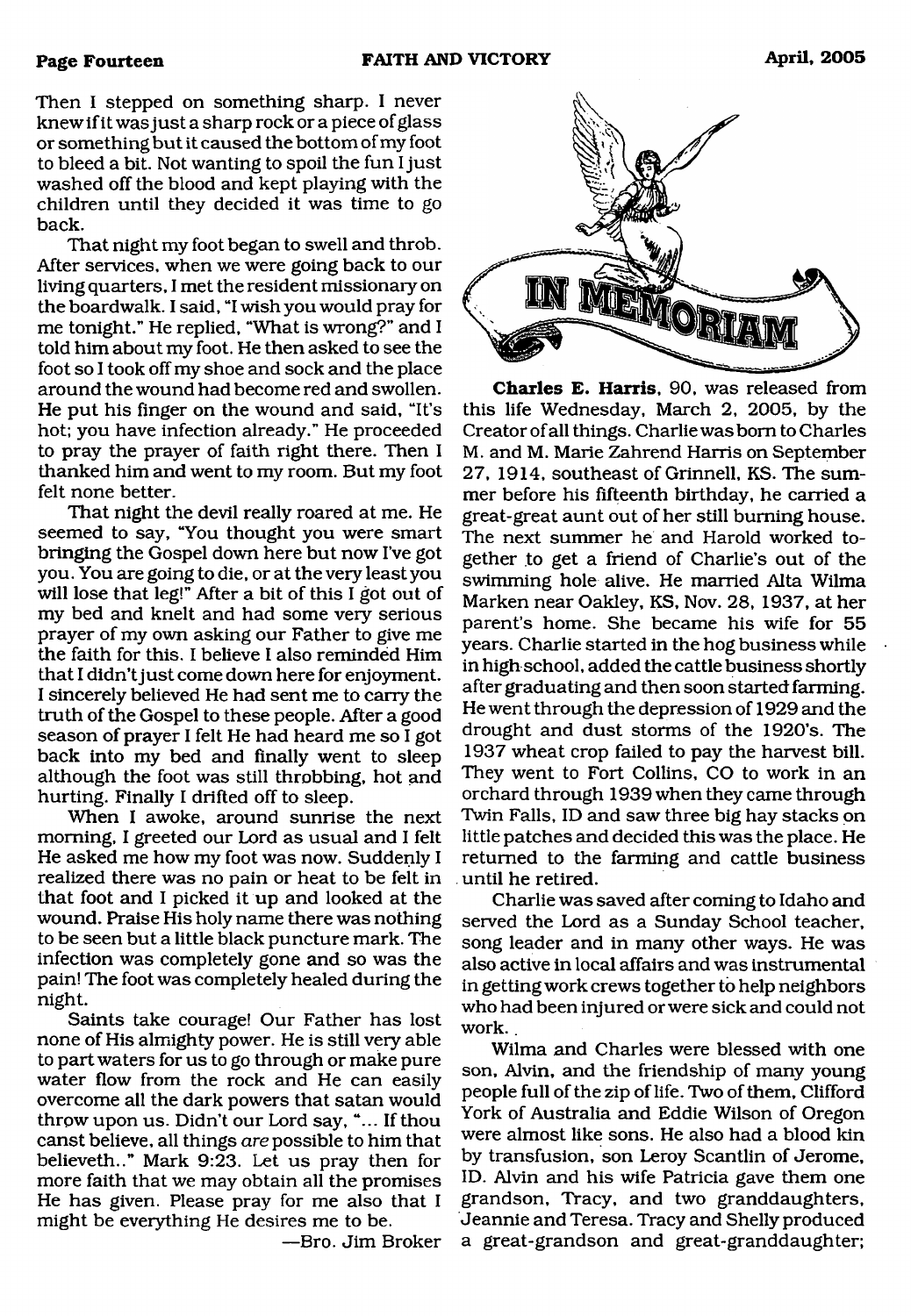Then I stepped on something sharp. I never knew if it was just a sharp rock or a piece of glass or something but it caused the bottom of my foot to bleed a bit. Not wanting to spoil the fun I just washed off the blood and kept playing with the children until they decided it was time to go back.

That night my foot began to swell and throb. After services, when we were going back to our living quarters, I met the resident missionary on the boardwalk. I said, "I wish you would pray for me tonight." He replied, "What is wrong?" and I told him about my foot. He then asked to see the foot so I took off my shoe and sock and the place around the wound had become red and swollen. He put his finger on the wound and said, "It's hot; you have infection already." He proceeded to pray the prayer of faith right there. Then I thanked him and went to my room. But my foot felt none better.

That night the devil really roared at me. He seemed to say, "You thought you were smart bringing the Gospel down here but now I've got you. You are going to die, or at the very least you will lose that leg!" After a bit of this I got out of my bed and knelt and had some very serious prayer of my own asking our Father to give me the faith for this. I believe I also reminded Him that I didn't just come down here for enjoyment. I sincerely believed He had sent me to carry the truth of the Gospel to these people. After a good season of prayer I felt He had heard me so I got back into my bed and finally went to sleep although the foot was still throbbing, hot and hurting. Finally I drifted off to sleep.

When I awoke, around sunrise the next morning, I greeted our Lord as usual and I felt He asked me how my foot was now. Suddenly I realized there was no pain or heat to be felt in that foot and I picked it up and looked at the wound. Praise His holy name there was nothing to be seen but a little black puncture mark. The infection was completely gone and so was the pain! The foot was completely healed during the night.

Saints take courage! Our Father has lost none of His almighty power. He is still very able to part waters for us to go through or make pure water flow from the rock and He can easily overcome all the dark powers that satan would throw upon us. Didn't our Lord say, "... If thou canst believe, all things *are* possible to him that believeth.." Mark 9:23. Let us pray then for more faith that we may obtain all the promises He has given. Please pray for me also that I might be everything He desires me to be.

—Bro. Jim Broker

# IN MEMORIAM

**Charles E. Harris**, 90, was released from this life Wednesday, March 2, 2005, by the Creator of all things. Charlie was born to Charles M. and M. Marie Zahrend Harris on September 27, 1914, southeast of Grinnell, KS. The summer before his fifteenth birthday, he carried a great-great aunt out of her still burning house. The next summer he and Harold worked together to get a friend of Charlie's out of the swimming hole alive. He married Alta Wilma Marken near Oakley, KS, Nov. 28, 1937, at her parent's home. She became his wife for 55 years. Charlie started in the hog business while in high school, added the cattle business shortly after graduating and then soon started farming. He went through the depression of 1929 and the drought and dust storms of the 1920's. The 1937 wheat crop failed to pay the harvest bill. They went to Fort Collins, CO to work in an orchard through 1939 when they came through Twin Falls, ID and saw three big hay stacks on little patches and decided this was the place. He returned to the farming and cattle business until he retired.

Charlie was saved after coming to Idaho and served the Lord as a Sunday School teacher, song leader and in many other ways. He was also active in local affairs and was instrumental in getting work crews together to help neighbors who had been injured or were sick and could not work.

Wilma and Charles were blessed with one son, Alvin, and the friendship of many young people full of the zip of life. Two of them, Clifford York of Australia and Eddie Wilson of Oregon were almost like sons. He also had a blood kin by transfusion, son Leroy Scantlin of Jerome, ID. Alvin and his wife Patricia gave them one grandson, Tracy, and two granddaughters, Jeannie and Teresa. Tracy and Shelly produced a great-grandson and great-granddaughter;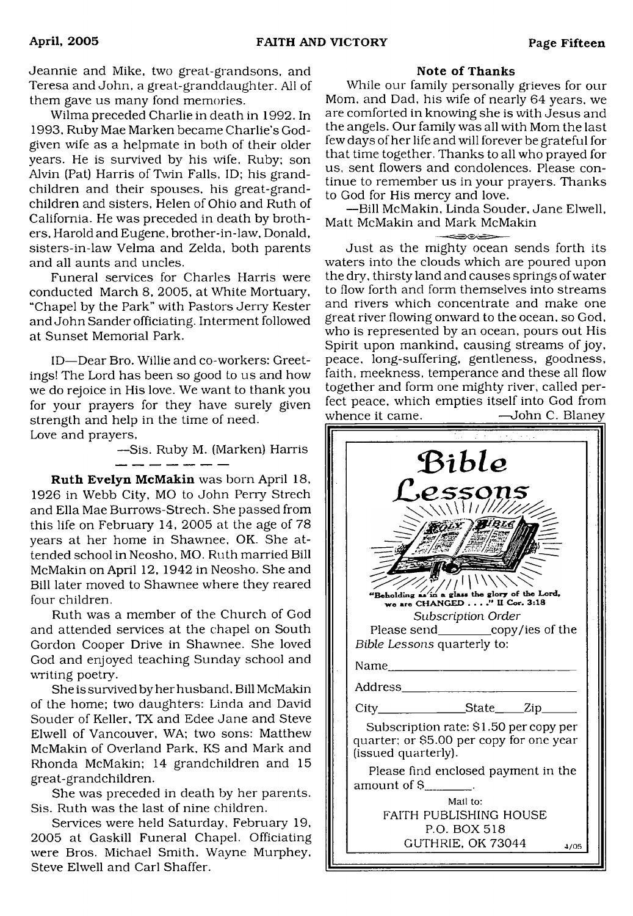Jeannie and Mike, two great-grandsons, and Teresa and John, a great-granddaughter. All of them gave us many fond memories.

Wilma preceded Charlie in death in 1992. In 1993, Ruby Mae Marken became Charlie's God-given wife as a helpmate in both of their older years. He is survived by his wife, Ruby; son Alvin (Pat) Harris of Twin Falls, ID; his grandchildren and their spouses, his great-grandchildren and sisters, Helen of Ohio and Ruth of California. He was preceded in death by brothers, Harold and Eugene, brother-in-law, Donald, sisters-in-law Velma and Zelda, both parents and all aunts and uncles.

Funeral services for Charles Harris were conducted March 8, 2005, at White Mortuary, "Chapel by the Park" with Pastors Jerry Kester and John Sander officiating. Interment followed at Sunset Memorial Park.

ID—Dear Bro. Willie and co-workers: Greetings! The Lord has been so good to us and how we do rejoice in His love. We want to thank you for your prayers for they have surely given strength and help in the time of need.
Love and prayers,

—Sis. Ruby M. (Marken) Harris

---

**Ruth Evelyn McMakin** was born April 18, 1926 in Webb City, MO to John Perry Strech and Ella Mae Burrows-Strech. She passed from this life on February 14, 2005 at the age of 78 years at her home in Shawnee, OK. She attended school in Neosho, MO. Ruth married Bill McMakin on April 12, 1942 in Neosho. She and Bill later moved to Shawnee where they reared four children.

Ruth was a member of the Church of God and attended services at the chapel on South Gordon Cooper Drive in Shawnee. She loved God and enjoyed teaching Sunday school and writing poetry.

She is survived by her husband, Bill McMakin of the home; two daughters: Linda and David Souder of Keller, TX and Edee Jane and Steve Elwell of Vancouver, WA; two sons: Matthew McMakin of Overland Park, KS and Mark and Rhonda McMakin; 14 grandchildren and 15 great-grandchildren.

She was preceded in death by her parents. Sis. Ruth was the last of nine children.

Services were held Saturday, February 19, 2005 at Gaskill Funeral Chapel. Officiating were Bros. Michael Smith, Wayne Murphey, Steve Elwell and Carl Shaffer.

**Note of Thanks**

While our family personally grieves for our Mom, and Dad, his wife of nearly 64 years, we are comforted in knowing she is with Jesus and the angels. Our family was all with Mom the last few days of her life and will forever be grateful for that time together. Thanks to all who prayed for us, sent flowers and condolences. Please continue to remember us in your prayers. Thanks to God for His mercy and love.

—Bill McMakin, Linda Souder, Jane Elwell, Matt McMakin and Mark McMakin

---

Just as the mighty ocean sends forth its waters into the clouds which are poured upon the dry, thirsty land and causes springs of water to flow forth and form themselves into streams and rivers which concentrate and make one great river flowing onward to the ocean, so God, who is represented by an ocean, pours out His Spirit upon mankind, causing streams of joy, peace, long-suffering, gentleness, goodness, faith, meekness, temperance and these all flow together and form one mighty river, called perfect peace, which empties itself into God from whence it came. —John C. Blaney

---

## Bible Lessons

"Beholding as in a glass the glory of the Lord, we are CHANGED . . . ." II Cor. 3:18

*Subscription Order*

Please send________copy/ies of the *Bible Lessons* quarterly to:

Name____________________________

Address__________________________

City______________State_____Zip______

Subscription rate: $1.50 per copy per quarter; or $5.00 per copy for one year (issued quarterly).

Please find enclosed payment in the amount of $________.

Mail to:
FAITH PUBLISHING HOUSE
P.O. BOX 518
GUTHRIE, OK 73044 4/05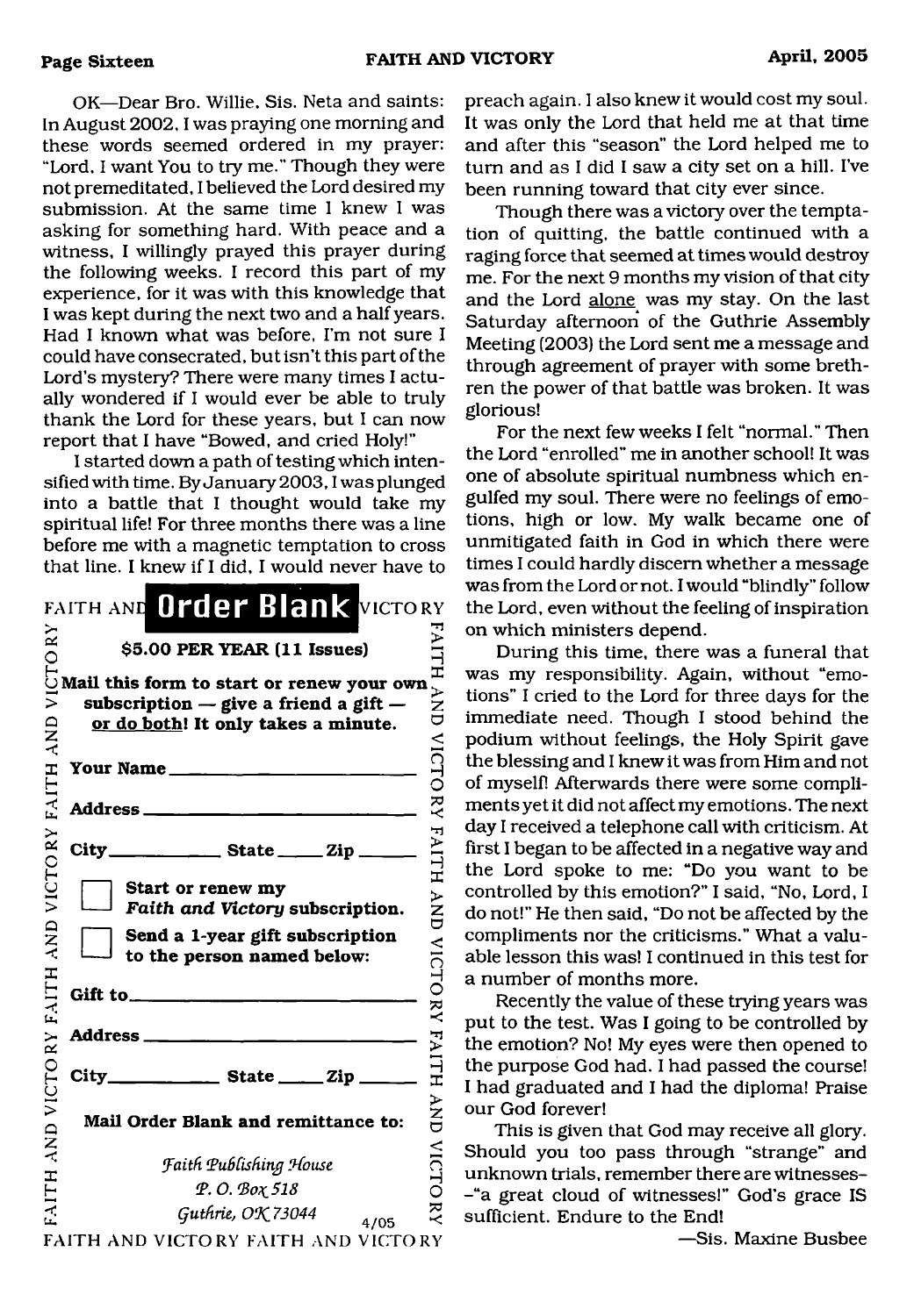OK—Dear Bro. Willie, Sis. Neta and saints: In August 2002, I was praying one morning and these words seemed ordered in my prayer: "Lord, I want You to try me." Though they were not premeditated, I believed the Lord desired my submission. At the same time I knew I was asking for something hard. With peace and a witness, I willingly prayed this prayer during the following weeks. I record this part of my experience, for it was with this knowledge that I was kept during the next two and a half years. Had I known what was before, I'm not sure I could have consecrated, but isn't this part of the Lord's mystery? There were many times I actually wondered if I would ever be able to truly thank the Lord for these years, but I can now report that I have "Bowed, and cried Holy!"

I started down a path of testing which intensified with time. By January 2003, I was plunged into a battle that I thought would take my spiritual life! For three months there was a line before me with a magnetic temptation to cross that line. I knew if I did, I would never have to preach again. I also knew it would cost my soul. It was only the Lord that held me at that time and after this "season" the Lord helped me to turn and as I did I saw a city set on a hill. I've been running toward that city ever since.

Though there was a victory over the temptation of quitting, the battle continued with a raging force that seemed at times would destroy me. For the next 9 months my vision of that city and the Lord alone was my stay. On the last Saturday afternoon of the Guthrie Assembly Meeting (2003) the Lord sent me a message and through agreement of prayer with some brethren the power of that battle was broken. It was glorious!

For the next few weeks I felt "normal." Then the Lord "enrolled" me in another school! It was one of absolute spiritual numbness which engulfed my soul. There were no feelings of emotions, high or low. My walk became one of unmitigated faith in God in which there were times I could hardly discern whether a message was from the Lord or not. I would "blindly" follow the Lord, even without the feeling of inspiration on which ministers depend.

During this time, there was a funeral that was my responsibility. Again, without "emotions" I cried to the Lord for three days for the immediate need. Though I stood behind the podium without feelings, the Holy Spirit gave the blessing and I knew it was from Him and not of myself! Afterwards there were some compliments yet it did not affect my emotions. The next day I received a telephone call with criticism. At first I began to be affected in a negative way and the Lord spoke to me: "Do you want to be controlled by this emotion?" I said, "No, Lord, I do not!" He then said, "Do not be affected by the compliments nor the criticisms." What a valuable lesson this was! I continued in this test for a number of months more.

Recently the value of these trying years was put to the test. Was I going to be controlled by the emotion? No! My eyes were then opened to the purpose God had. I had passed the course! I had graduated and I had the diploma! Praise our God forever!

This is given that God may receive all glory. Should you too pass through "strange" and unknown trials, remember there are witnesses--"a great cloud of witnesses!" God's grace IS sufficient. Endure to the End!

—Sis. Maxine Busbee

## Faith and Victory Order Blank

**$5.00 PER YEAR (11 Issues)**

**Mail this form to start or renew your own subscription — give a friend a gift — or do both! It only takes a minute.**

**Your Name** ____________________

**Address** ____________________

**City** __________ **State** _____ **Zip** _____

☐ **Start or renew my *Faith and Victory* subscription.**

☐ **Send a 1-year gift subscription to the person named below:**

**Gift to** ____________________

**Address** ____________________

**City** __________ **State** _____ **Zip** _____

**Mail Order Blank and remittance to:**

*Faith Publishing House*
*P. O. Box 518*
*Guthrie, OK 73044*

4/05